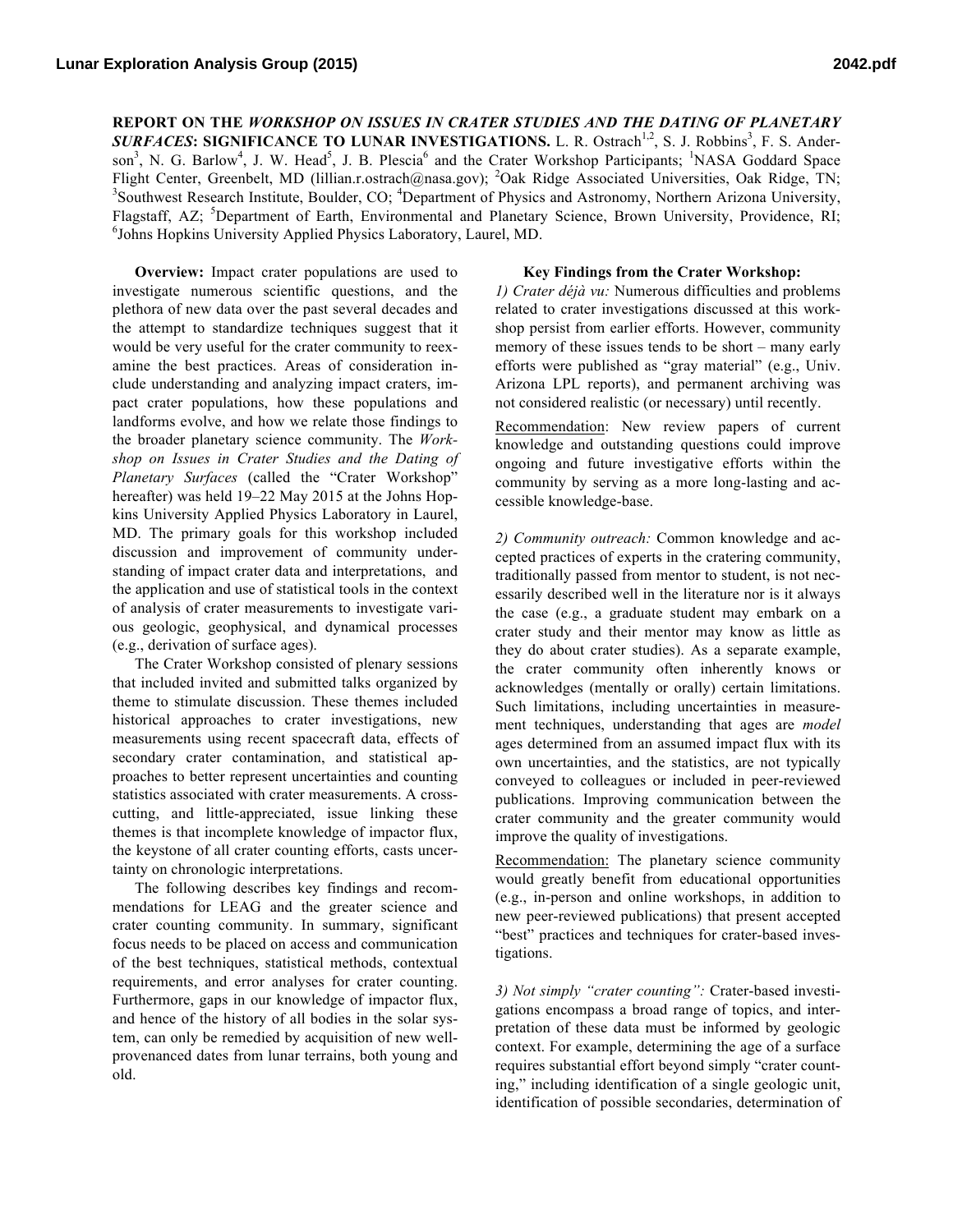**REPORT ON THE *WORKSHOP ON ISSUES IN CRATER STUDIES AND THE DATING OF PLANETARY SURFACES*: SIGNIFICANCE TO LUNAR INVESTIGATIONS.** L. R. Ostrach[1,2], S. J. Robbins[3], F. S. Anderson[3], N. G. Barlow[4], J. W. Head[5], J. B. Plescia[6] and the Crater Workshop Participants; [1]NASA Goddard Space Flight Center, Greenbelt, MD (lillian.r.ostrach@nasa.gov); [2]Oak Ridge Associated Universities, Oak Ridge, TN; [3]Southwest Research Institute, Boulder, CO; [4]Department of Physics and Astronomy, Northern Arizona University, Flagstaff, AZ; [5]Department of Earth, Environmental and Planetary Science, Brown University, Providence, RI; [6]Johns Hopkins University Applied Physics Laboratory, Laurel, MD.

**Overview:** Impact crater populations are used to investigate numerous scientific questions, and the plethora of new data over the past several decades and the attempt to standardize techniques suggest that it would be very useful for the crater community to reexamine the best practices. Areas of consideration include understanding and analyzing impact craters, impact crater populations, how these populations and landforms evolve, and how we relate those findings to the broader planetary science community. The *Workshop on Issues in Crater Studies and the Dating of Planetary Surfaces* (called the "Crater Workshop" hereafter) was held 19–22 May 2015 at the Johns Hopkins University Applied Physics Laboratory in Laurel, MD. The primary goals for this workshop included discussion and improvement of community understanding of impact crater data and interpretations, and the application and use of statistical tools in the context of analysis of crater measurements to investigate various geologic, geophysical, and dynamical processes (e.g., derivation of surface ages).

The Crater Workshop consisted of plenary sessions that included invited and submitted talks organized by theme to stimulate discussion. These themes included historical approaches to crater investigations, new measurements using recent spacecraft data, effects of secondary crater contamination, and statistical approaches to better represent uncertainties and counting statistics associated with crater measurements. A cross-cutting, and little-appreciated, issue linking these themes is that incomplete knowledge of impactor flux, the keystone of all crater counting efforts, casts uncertainty on chronologic interpretations.

The following describes key findings and recommendations for LEAG and the greater science and crater counting community. In summary, significant focus needs to be placed on access and communication of the best techniques, statistical methods, contextual requirements, and error analyses for crater counting. Furthermore, gaps in our knowledge of impactor flux, and hence of the history of all bodies in the solar system, can only be remedied by acquisition of new well-provenanced dates from lunar terrains, both young and old.

**Key Findings from the Crater Workshop:**

*1) Crater déjà vu:* Numerous difficulties and problems related to crater investigations discussed at this workshop persist from earlier efforts. However, community memory of these issues tends to be short – many early efforts were published as "gray material" (e.g., Univ. Arizona LPL reports), and permanent archiving was not considered realistic (or necessary) until recently.

Recommendation: New review papers of current knowledge and outstanding questions could improve ongoing and future investigative efforts within the community by serving as a more long-lasting and accessible knowledge-base.

*2) Community outreach:* Common knowledge and accepted practices of experts in the cratering community, traditionally passed from mentor to student, is not necessarily described well in the literature nor is it always the case (e.g., a graduate student may embark on a crater study and their mentor may know as little as they do about crater studies). As a separate example, the crater community often inherently knows or acknowledges (mentally or orally) certain limitations. Such limitations, including uncertainties in measurement techniques, understanding that ages are *model* ages determined from an assumed impact flux with its own uncertainties, and the statistics, are not typically conveyed to colleagues or included in peer-reviewed publications. Improving communication between the crater community and the greater community would improve the quality of investigations.

Recommendation: The planetary science community would greatly benefit from educational opportunities (e.g., in-person and online workshops, in addition to new peer-reviewed publications) that present accepted "best" practices and techniques for crater-based investigations.

*3) Not simply "crater counting":* Crater-based investigations encompass a broad range of topics, and interpretation of these data must be informed by geologic context. For example, determining the age of a surface requires substantial effort beyond simply "crater counting," including identification of a single geologic unit, identification of possible secondaries, determination of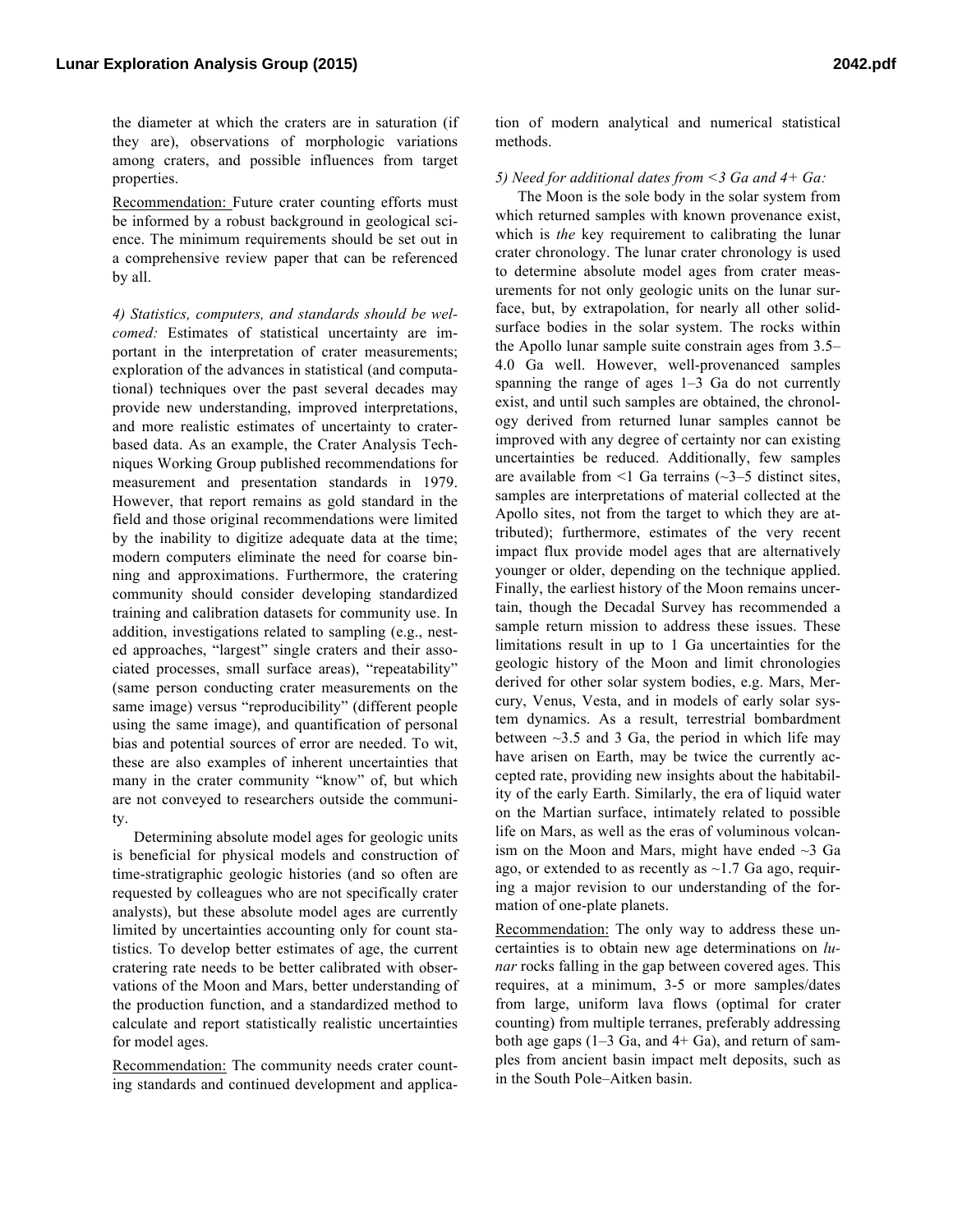the diameter at which the craters are in saturation (if they are), observations of morphologic variations among craters, and possible influences from target properties.

Recommendation: Future crater counting efforts must be informed by a robust background in geological science. The minimum requirements should be set out in a comprehensive review paper that can be referenced by all.

*4) Statistics, computers, and standards should be welcomed:* Estimates of statistical uncertainty are important in the interpretation of crater measurements; exploration of the advances in statistical (and computational) techniques over the past several decades may provide new understanding, improved interpretations, and more realistic estimates of uncertainty to crater-based data. As an example, the Crater Analysis Techniques Working Group published recommendations for measurement and presentation standards in 1979. However, that report remains as gold standard in the field and those original recommendations were limited by the inability to digitize adequate data at the time; modern computers eliminate the need for coarse binning and approximations. Furthermore, the cratering community should consider developing standardized training and calibration datasets for community use. In addition, investigations related to sampling (e.g., nested approaches, "largest" single craters and their associated processes, small surface areas), "repeatability" (same person conducting crater measurements on the same image) versus "reproducibility" (different people using the same image), and quantification of personal bias and potential sources of error are needed. To wit, these are also examples of inherent uncertainties that many in the crater community "know" of, but which are not conveyed to researchers outside the community.

Determining absolute model ages for geologic units is beneficial for physical models and construction of time-stratigraphic geologic histories (and so often are requested by colleagues who are not specifically crater analysts), but these absolute model ages are currently limited by uncertainties accounting only for count statistics. To develop better estimates of age, the current cratering rate needs to be better calibrated with observations of the Moon and Mars, better understanding of the production function, and a standardized method to calculate and report statistically realistic uncertainties for model ages.

Recommendation: The community needs crater counting standards and continued development and application of modern analytical and numerical statistical methods.

*5) Need for additional dates from <3 Ga and 4+ Ga:*

The Moon is the sole body in the solar system from which returned samples with known provenance exist, which is *the* key requirement to calibrating the lunar crater chronology. The lunar crater chronology is used to determine absolute model ages from crater measurements for not only geologic units on the lunar surface, but, by extrapolation, for nearly all other solid-surface bodies in the solar system. The rocks within the Apollo lunar sample suite constrain ages from 3.5–4.0 Ga well. However, well-provenanced samples spanning the range of ages 1–3 Ga do not currently exist, and until such samples are obtained, the chronology derived from returned lunar samples cannot be improved with any degree of certainty nor can existing uncertainties be reduced. Additionally, few samples are available from <1 Ga terrains (~3–5 distinct sites, samples are interpretations of material collected at the Apollo sites, not from the target to which they are attributed); furthermore, estimates of the very recent impact flux provide model ages that are alternatively younger or older, depending on the technique applied. Finally, the earliest history of the Moon remains uncertain, though the Decadal Survey has recommended a sample return mission to address these issues. These limitations result in up to 1 Ga uncertainties for the geologic history of the Moon and limit chronologies derived for other solar system bodies, e.g. Mars, Mercury, Venus, Vesta, and in models of early solar system dynamics. As a result, terrestrial bombardment between ~3.5 and 3 Ga, the period in which life may have arisen on Earth, may be twice the currently accepted rate, providing new insights about the habitability of the early Earth. Similarly, the era of liquid water on the Martian surface, intimately related to possible life on Mars, as well as the eras of voluminous volcanism on the Moon and Mars, might have ended ~3 Ga ago, or extended to as recently as ~1.7 Ga ago, requiring a major revision to our understanding of the formation of one-plate planets.

Recommendation: The only way to address these uncertainties is to obtain new age determinations on *lunar* rocks falling in the gap between covered ages. This requires, at a minimum, 3-5 or more samples/dates from large, uniform lava flows (optimal for crater counting) from multiple terranes, preferably addressing both age gaps (1–3 Ga, and 4+ Ga), and return of samples from ancient basin impact melt deposits, such as in the South Pole–Aitken basin.